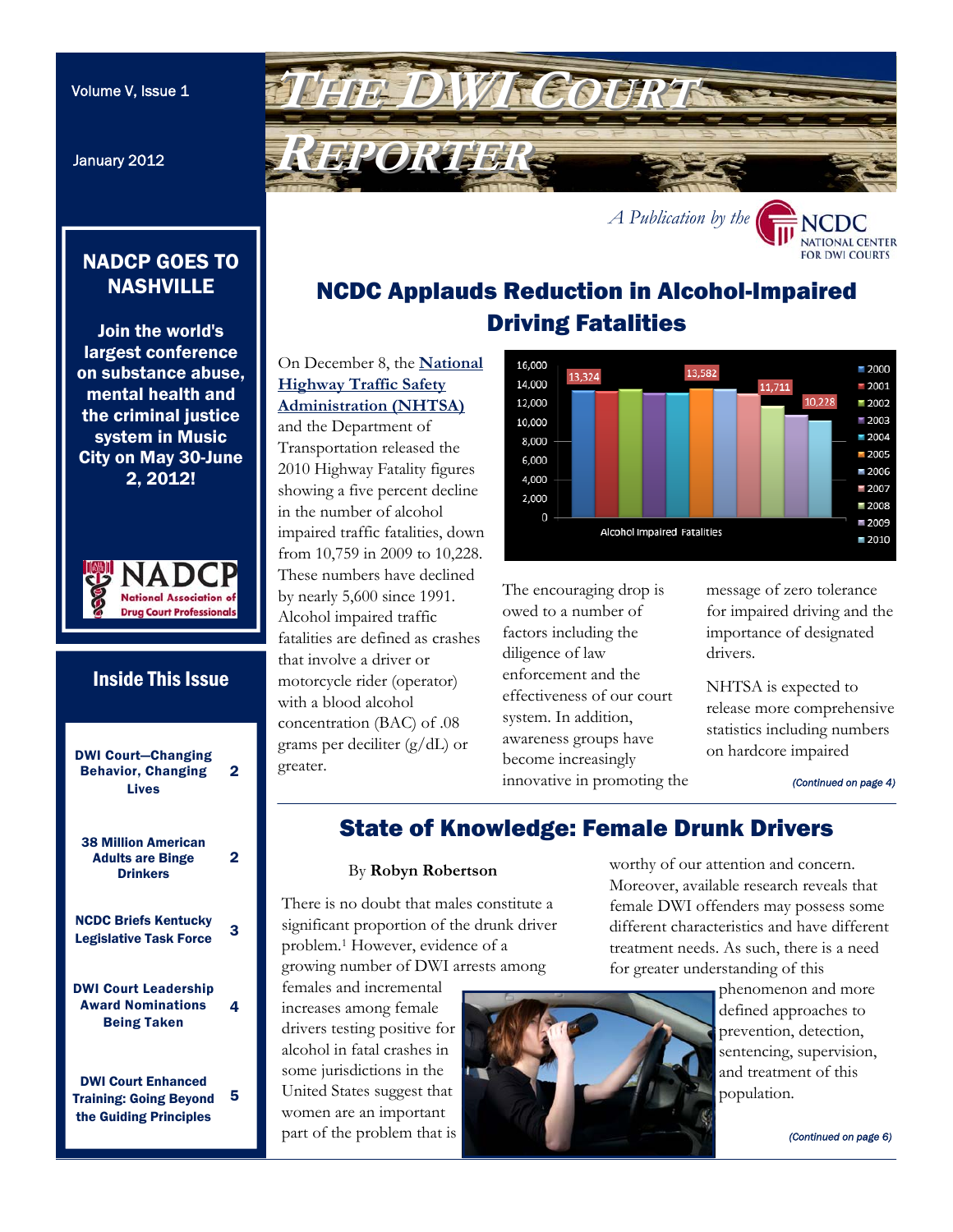# THE DWI COURT REPORTER

Volume V, Issue 1

January 2012

*A Publication by the* NCDC National Center for DWI Courts

## NADCP GOES TO NASHVILLE

**Join the world's largest conference on substance abuse, mental health and the criminal justice system in Music City on May 30-June 2, 2012!**

NADCP National Association of Drug Court Professionals

## Inside This Issue

| | |
|---|---|
| DWI Court—Changing Behavior, Changing Lives | 2 |
| 38 Million American Adults are Binge Drinkers | 2 |
| NCDC Briefs Kentucky Legislative Task Force | 3 |
| DWI Court Leadership Award Nominations Being Taken | 4 |
| DWI Court Enhanced Training: Going Beyond the Guiding Principles | 5 |

## NCDC Applauds Reduction in Alcohol-Impaired Driving Fatalities

On December 8, the **National Highway Traffic Safety Administration (NHTSA)** and the Department of Transportation released the 2010 Highway Fatality figures showing a five percent decline in the number of alcohol impaired traffic fatalities, down from 10,759 in 2009 to 10,228. These numbers have declined by nearly 5,600 since 1991. Alcohol impaired traffic fatalities are defined as crashes that involve a driver or motorcycle rider (operator) with a blood alcohol concentration (BAC) of .08 grams per deciliter (g/dL) or greater.

Alcohol Impaired Fatalities (2000–2010; labeled values: 13,324; 13,582; 11,711; 10,228)

The encouraging drop is owed to a number of factors including the diligence of law enforcement and the effectiveness of our court system. In addition, awareness groups have become increasingly innovative in promoting the message of zero tolerance for impaired driving and the importance of designated drivers.

NHTSA is expected to release more comprehensive statistics including numbers on hardcore impaired

*(Continued on page 4)*

## State of Knowledge: Female Drunk Drivers

By **Robyn Robertson**

There is no doubt that males constitute a significant proportion of the drunk driver problem.[1] However, evidence of a growing number of DWI arrests among females and incremental increases among female drivers testing positive for alcohol in fatal crashes in some jurisdictions in the United States suggest that women are an important part of the problem that is worthy of our attention and concern. Moreover, available research reveals that female DWI offenders may possess some different characteristics and have different treatment needs. As such, there is a need for greater understanding of this phenomenon and more defined approaches to prevention, detection, sentencing, supervision, and treatment of this population.

*(Continued on page 6)*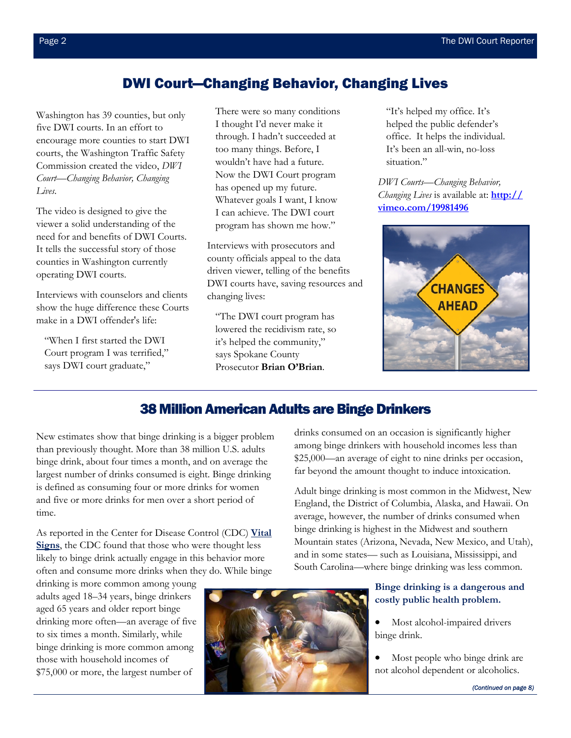## DWI Court—Changing Behavior, Changing Lives

Washington has 39 counties, but only five DWI courts. In an effort to encourage more counties to start DWI courts, the Washington Traffic Safety Commission created the video, *DWI Court—Changing Behavior, Changing Lives*.

The video is designed to give the viewer a solid understanding of the need for and benefits of DWI Courts. It tells the successful story of those counties in Washington currently operating DWI courts.

Interviews with counselors and clients show the huge difference these Courts make in a DWI offender's life:

> "When I first started the DWI Court program I was terrified," says DWI court graduate," There were so many conditions I thought I'd never make it through. I hadn't succeeded at too many things. Before, I wouldn't have had a future. Now the DWI Court program has opened up my future. Whatever goals I want, I know I can achieve. The DWI court program has shown me how."

Interviews with prosecutors and county officials appeal to the data driven viewer, telling of the benefits DWI courts have, saving resources and changing lives:

> "The DWI court program has lowered the recidivism rate, so it's helped the community," says Spokane County Prosecutor **Brian O'Brian**. "It's helped my office. It's helped the public defender's office. It helps the individual. It's been an all-win, no-loss situation."

*DWI Courts—Changing Behavior, Changing Lives* is available at: **http://vimeo.com/19981496**

## 38 Million American Adults are Binge Drinkers

New estimates show that binge drinking is a bigger problem than previously thought. More than 38 million U.S. adults binge drink, about four times a month, and on average the largest number of drinks consumed is eight. Binge drinking is defined as consuming four or more drinks for women and five or more drinks for men over a short period of time.

As reported in the Center for Disease Control (CDC) **Vital Signs**, the CDC found that those who were thought less likely to binge drink actually engage in this behavior more often and consume more drinks when they do. While binge drinking is more common among young adults aged 18–34 years, binge drinkers aged 65 years and older report binge drinking more often—an average of five to six times a month. Similarly, while binge drinking is more common among those with household incomes of $75,000 or more, the largest number of drinks consumed on an occasion is significantly higher among binge drinkers with household incomes less than $25,000—an average of eight to nine drinks per occasion, far beyond the amount thought to induce intoxication.

Adult binge drinking is most common in the Midwest, New England, the District of Columbia, Alaska, and Hawaii. On average, however, the number of drinks consumed when binge drinking is highest in the Midwest and southern Mountain states (Arizona, Nevada, New Mexico, and Utah), and in some states— such as Louisiana, Mississippi, and South Carolina—where binge drinking was less common.

**Binge drinking is a dangerous and costly public health problem.**

- Most alcohol-impaired drivers binge drink.
- Most people who binge drink are not alcohol dependent or alcoholics.

*(Continued on page 8)*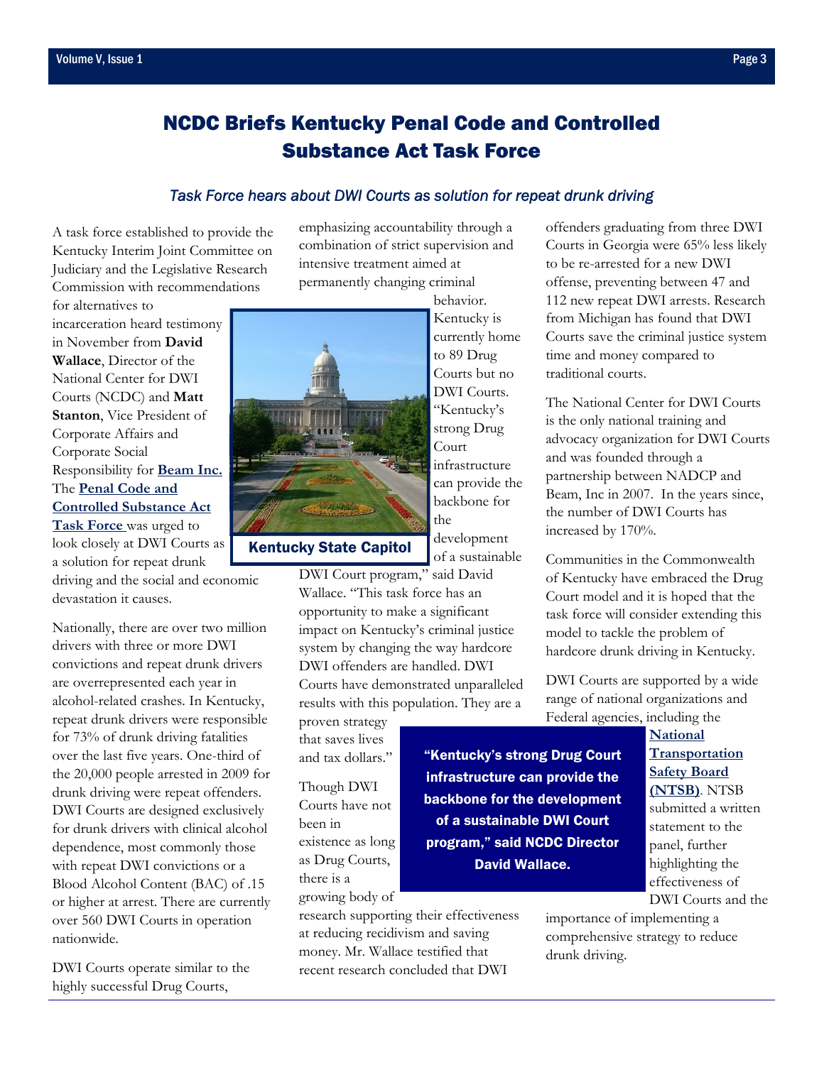# NCDC Briefs Kentucky Penal Code and Controlled Substance Act Task Force

*Task Force hears about DWI Courts as solution for repeat drunk driving*

A task force established to provide the Kentucky Interim Joint Committee on Judiciary and the Legislative Research Commission with recommendations for alternatives to incarceration heard testimony in November from **David Wallace**, Director of the National Center for DWI Courts (NCDC) and **Matt Stanton**, Vice President of Corporate Affairs and Corporate Social Responsibility for **Beam Inc.** The **Penal Code and Controlled Substance Act Task Force** was urged to look closely at DWI Courts as a solution for repeat drunk driving and the social and economic devastation it causes.

Nationally, there are over two million drivers with three or more DWI convictions and repeat drunk drivers are overrepresented each year in alcohol-related crashes. In Kentucky, repeat drunk drivers were responsible for 73% of drunk driving fatalities over the last five years. One-third of the 20,000 people arrested in 2009 for drunk driving were repeat offenders. DWI Courts are designed exclusively for drunk drivers with clinical alcohol dependence, most commonly those with repeat DWI convictions or a Blood Alcohol Content (BAC) of .15 or higher at arrest. There are currently over 560 DWI Courts in operation nationwide.

DWI Courts operate similar to the highly successful Drug Courts, emphasizing accountability through a combination of strict supervision and intensive treatment aimed at permanently changing criminal behavior. Kentucky is currently home to 89 Drug Courts but no DWI Courts. "Kentucky's strong Drug Court infrastructure can provide the backbone for the development of a sustainable DWI Court program," said David Wallace. "This task force has an opportunity to make a significant impact on Kentucky's criminal justice system by changing the way hardcore DWI offenders are handled. DWI Courts have demonstrated unparalleled results with this population. They are a proven strategy that saves lives and tax dollars."

Kentucky State Capitol

Though DWI Courts have not been in existence as long as Drug Courts, there is a growing body of research supporting their effectiveness at reducing recidivism and saving money. Mr. Wallace testified that recent research concluded that DWI offenders graduating from three DWI Courts in Georgia were 65% less likely to be re-arrested for a new DWI offense, preventing between 47 and 112 new repeat DWI arrests. Research from Michigan has found that DWI Courts save the criminal justice system time and money compared to traditional courts.

> **"Kentucky's strong Drug Court infrastructure can provide the backbone for the development of a sustainable DWI Court program," said NCDC Director David Wallace.**

The National Center for DWI Courts is the only national training and advocacy organization for DWI Courts and was founded through a partnership between NADCP and Beam, Inc in 2007. In the years since, the number of DWI Courts has increased by 170%.

Communities in the Commonwealth of Kentucky have embraced the Drug Court model and it is hoped that the task force will consider extending this model to tackle the problem of hardcore drunk driving in Kentucky.

DWI Courts are supported by a wide range of national organizations and Federal agencies, including the **National Transportation Safety Board (NTSB)**. NTSB submitted a written statement to the panel, further highlighting the effectiveness of DWI Courts and the importance of implementing a comprehensive strategy to reduce drunk driving.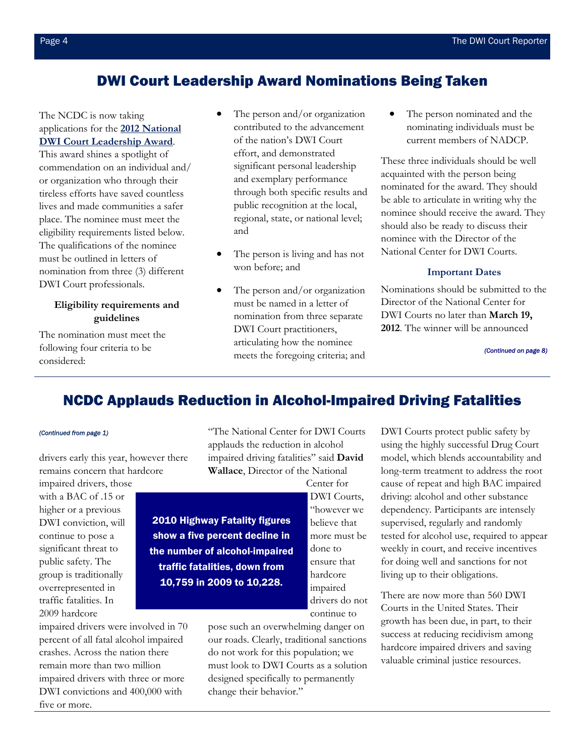## DWI Court Leadership Award Nominations Being Taken

The NCDC is now taking applications for the **2012 National DWI Court Leadership Award**. This award shines a spotlight of commendation on an individual and/or organization who through their tireless efforts have saved countless lives and made communities a safer place. The nominee must meet the eligibility requirements listed below. The qualifications of the nominee must be outlined in letters of nomination from three (3) different DWI Court professionals.

**Eligibility requirements and guidelines**

The nomination must meet the following four criteria to be considered:

- The person and/or organization contributed to the advancement of the nation's DWI Court effort, and demonstrated significant personal leadership and exemplary performance through both specific results and public recognition at the local, regional, state, or national level; and
- The person is living and has not won before; and
- The person and/or organization must be named in a letter of nomination from three separate DWI Court practitioners, articulating how the nominee meets the foregoing criteria; and
- The person nominated and the nominating individuals must be current members of NADCP.

These three individuals should be well acquainted with the person being nominated for the award. They should be able to articulate in writing why the nominee should receive the award. They should also be ready to discuss their nominee with the Director of the National Center for DWI Courts.

**Important Dates**

Nominations should be submitted to the Director of the National Center for DWI Courts no later than **March 19, 2012**. The winner will be announced

*(Continued on page 8)*

## NCDC Applauds Reduction in Alcohol-Impaired Driving Fatalities

*(Continued from page 1)*

drivers early this year, however there remains concern that hardcore impaired drivers, those with a BAC of .15 or higher or a previous DWI conviction, will continue to pose a significant threat to public safety. The group is traditionally overrepresented in traffic fatalities. In 2009 hardcore impaired drivers were involved in 70 percent of all fatal alcohol impaired crashes. Across the nation there remain more than two million impaired drivers with three or more DWI convictions and 400,000 with five or more.

"The National Center for DWI Courts applauds the reduction in alcohol impaired driving fatalities" said **David Wallace**, Director of the National Center for DWI Courts, "however we believe that more must be done to ensure that hardcore impaired drivers do not continue to pose such an overwhelming danger on our roads. Clearly, traditional sanctions do not work for this population; we must look to DWI Courts as a solution designed specifically to permanently change their behavior."

**2010 Highway Fatality figures show a five percent decline in the number of alcohol-impaired traffic fatalities, down from 10,759 in 2009 to 10,228.**

DWI Courts protect public safety by using the highly successful Drug Court model, which blends accountability and long-term treatment to address the root cause of repeat and high BAC impaired driving: alcohol and other substance dependency. Participants are intensely supervised, regularly and randomly tested for alcohol use, required to appear weekly in court, and receive incentives for doing well and sanctions for not living up to their obligations.

There are now more than 560 DWI Courts in the United States. Their growth has been due, in part, to their success at reducing recidivism among hardcore impaired drivers and saving valuable criminal justice resources.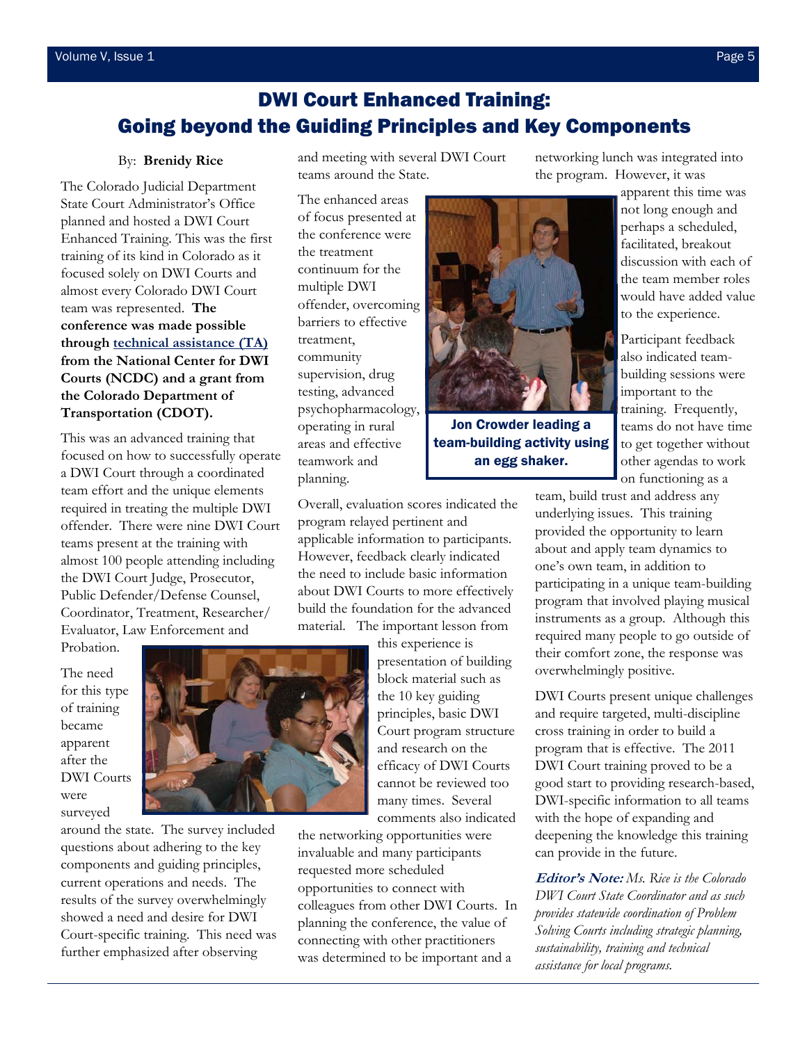# DWI Court Enhanced Training: Going beyond the Guiding Principles and Key Components

By: **Brenidy Rice**

The Colorado Judicial Department State Court Administrator's Office planned and hosted a DWI Court Enhanced Training. This was the first training of its kind in Colorado as it focused solely on DWI Courts and almost every Colorado DWI Court team was represented. **The conference was made possible through technical assistance (TA) from the National Center for DWI Courts (NCDC) and a grant from the Colorado Department of Transportation (CDOT).**

This was an advanced training that focused on how to successfully operate a DWI Court through a coordinated team effort and the unique elements required in treating the multiple DWI offender. There were nine DWI Court teams present at the training with almost 100 people attending including the DWI Court Judge, Prosecutor, Public Defender/Defense Counsel, Coordinator, Treatment, Researcher/Evaluator, Law Enforcement and Probation.

The need for this type of training became apparent after the DWI Courts were surveyed around the state. The survey included questions about adhering to the key components and guiding principles, current operations and needs. The results of the survey overwhelmingly showed a need and desire for DWI Court-specific training. This need was further emphasized after observing and meeting with several DWI Court teams around the State.

The enhanced areas of focus presented at the conference were the treatment continuum for the multiple DWI offender, overcoming barriers to effective treatment, community supervision, drug testing, advanced psychopharmacology, operating in rural areas and effective teamwork and planning.

Jon Crowder leading a team-building activity using an egg shaker.

Overall, evaluation scores indicated the program relayed pertinent and applicable information to participants. However, feedback clearly indicated the need to include basic information about DWI Courts to more effectively build the foundation for the advanced material. The important lesson from this experience is presentation of building block material such as the 10 key guiding principles, basic DWI Court program structure and research on the efficacy of DWI Courts cannot be reviewed too many times. Several comments also indicated the networking opportunities were invaluable and many participants requested more scheduled opportunities to connect with colleagues from other DWI Courts. In planning the conference, the value of connecting with other practitioners was determined to be important and a networking lunch was integrated into the program. However, it was apparent this time was not long enough and perhaps a scheduled, facilitated, breakout discussion with each of the team member roles would have added value to the experience.

Participant feedback also indicated team-building sessions were important to the training. Frequently, teams do not have time to get together without other agendas to work on functioning as a team, build trust and address any underlying issues. This training provided the opportunity to learn about and apply team dynamics to one's own team, in addition to participating in a unique team-building program that involved playing musical instruments as a group. Although this required many people to go outside of their comfort zone, the response was overwhelmingly positive.

DWI Courts present unique challenges and require targeted, multi-discipline cross training in order to build a program that is effective. The 2011 DWI Court training proved to be a good start to providing research-based, DWI-specific information to all teams with the hope of expanding and deepening the knowledge this training can provide in the future.

***Editor's Note:*** *Ms. Rice is the Colorado DWI Court State Coordinator and as such provides statewide coordination of Problem Solving Courts including strategic planning, sustainability, training and technical assistance for local programs.*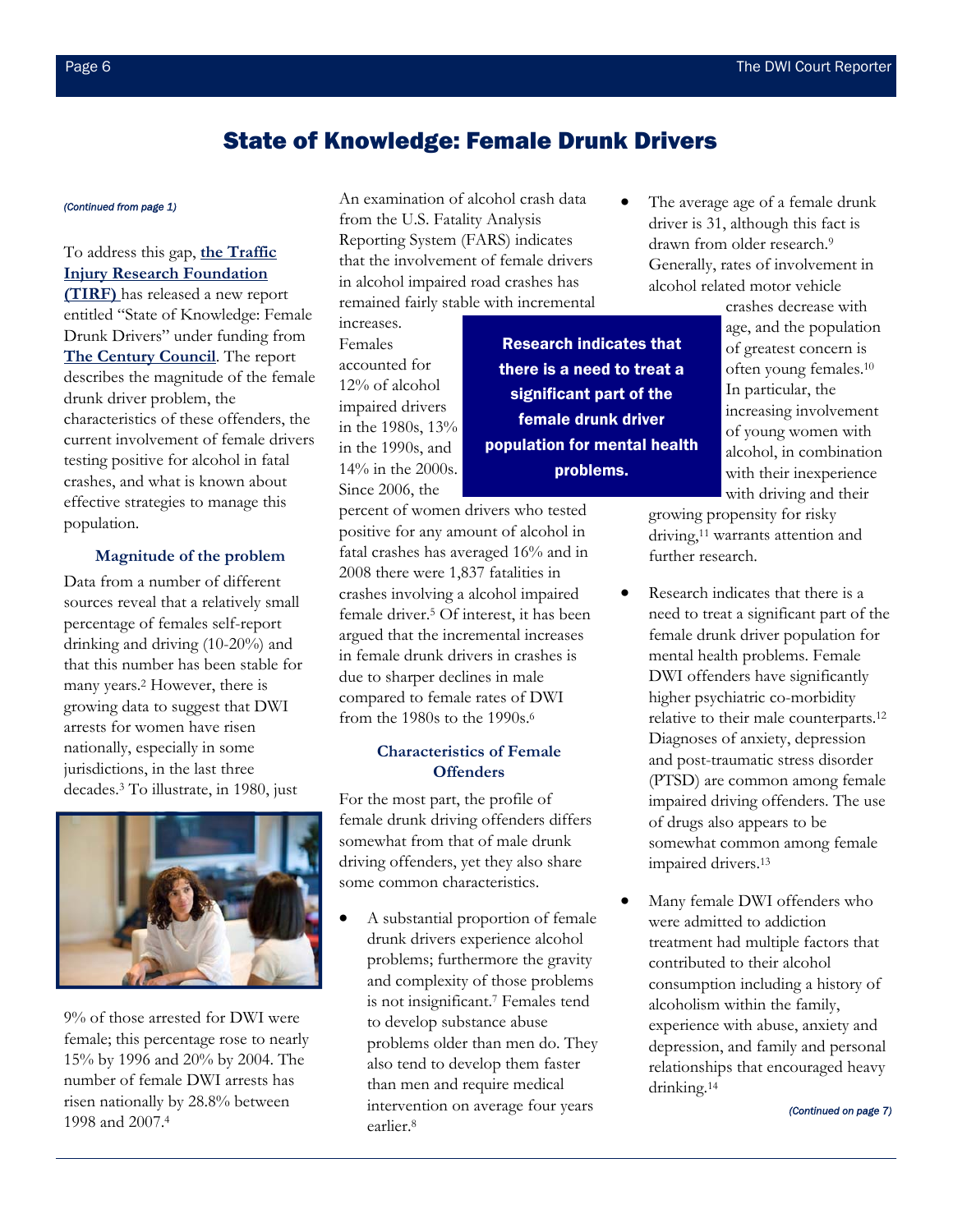# State of Knowledge: Female Drunk Drivers

*(Continued from page 1)*

To address this gap, **the Traffic Injury Research Foundation (TIRF)** has released a new report entitled "State of Knowledge: Female Drunk Drivers" under funding from **The Century Council**. The report describes the magnitude of the female drunk driver problem, the characteristics of these offenders, the current involvement of female drivers testing positive for alcohol in fatal crashes, and what is known about effective strategies to manage this population.

### Magnitude of the problem

Data from a number of different sources reveal that a relatively small percentage of females self-report drinking and driving (10-20%) and that this number has been stable for many years.[2] However, there is growing data to suggest that DWI arrests for women have risen nationally, especially in some jurisdictions, in the last three decades.[3] To illustrate, in 1980, just 9% of those arrested for DWI were female; this percentage rose to nearly 15% by 1996 and 20% by 2004. The number of female DWI arrests has risen nationally by 28.8% between 1998 and 2007.[4]

An examination of alcohol crash data from the U.S. Fatality Analysis Reporting System (FARS) indicates that the involvement of female drivers in alcohol impaired road crashes has remained fairly stable with incremental increases. Females accounted for 12% of alcohol impaired drivers in the 1980s, 13% in the 1990s, and 14% in the 2000s. Since 2006, the percent of women drivers who tested positive for any amount of alcohol in fatal crashes has averaged 16% and in 2008 there were 1,837 fatalities in crashes involving a alcohol impaired female driver.[5] Of interest, it has been argued that the incremental increases in female drunk drivers in crashes is due to sharper declines in male compared to female rates of DWI from the 1980s to the 1990s.[6]

**Research indicates that there is a need to treat a significant part of the female drunk driver population for mental health problems.**

### Characteristics of Female Offenders

For the most part, the profile of female drunk driving offenders differs somewhat from that of male drunk driving offenders, yet they also share some common characteristics.

- A substantial proportion of female drunk drivers experience alcohol problems; furthermore the gravity and complexity of those problems is not insignificant.[7] Females tend to develop substance abuse problems older than men do. They also tend to develop them faster than men and require medical intervention on average four years earlier.[8]
- The average age of a female drunk driver is 31, although this fact is drawn from older research.[9] Generally, rates of involvement in alcohol related motor vehicle crashes decrease with age, and the population of greatest concern is often young females.[10] In particular, the increasing involvement of young women with alcohol, in combination with their inexperience with driving and their growing propensity for risky driving,[11] warrants attention and further research.
- Research indicates that there is a need to treat a significant part of the female drunk driver population for mental health problems. Female DWI offenders have significantly higher psychiatric co-morbidity relative to their male counterparts.[12] Diagnoses of anxiety, depression and post-traumatic stress disorder (PTSD) are common among female impaired driving offenders. The use of drugs also appears to be somewhat common among female impaired drivers.[13]
- Many female DWI offenders who were admitted to addiction treatment had multiple factors that contributed to their alcohol consumption including a history of alcoholism within the family, experience with abuse, anxiety and depression, and family and personal relationships that encouraged heavy drinking.[14]

*(Continued on page 7)*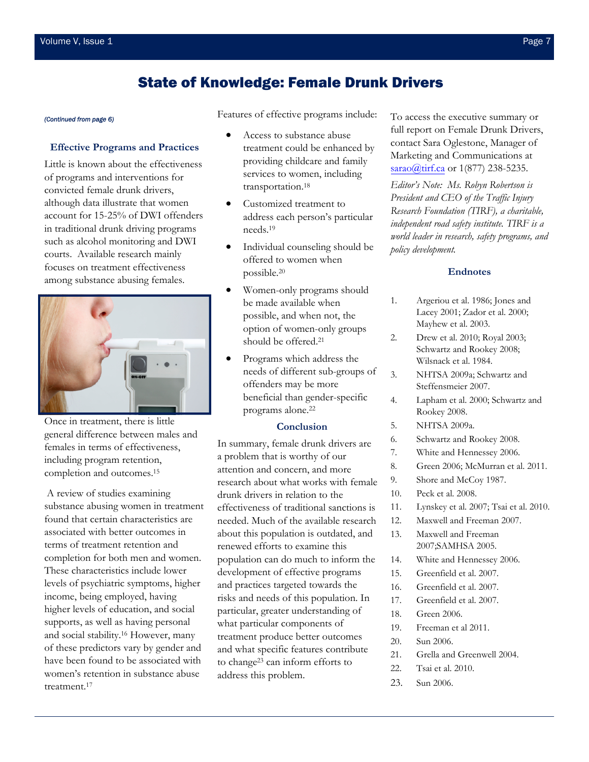# State of Knowledge: Female Drunk Drivers

*(Continued from page 6)*

### Effective Programs and Practices

Little is known about the effectiveness of programs and interventions for convicted female drunk drivers, although data illustrate that women account for 15-25% of DWI offenders in traditional drunk driving programs such as alcohol monitoring and DWI courts. Available research mainly focuses on treatment effectiveness among substance abusing females.

Once in treatment, there is little general difference between males and females in terms of effectiveness, including program retention, completion and outcomes.[15]

A review of studies examining substance abusing women in treatment found that certain characteristics are associated with better outcomes in terms of treatment retention and completion for both men and women. These characteristics include lower levels of psychiatric symptoms, higher income, being employed, having higher levels of education, and social supports, as well as having personal and social stability.[16] However, many of these predictors vary by gender and have been found to be associated with women's retention in substance abuse treatment.[17]

Features of effective programs include:

- Access to substance abuse treatment could be enhanced by providing childcare and family services to women, including transportation.[18]
- Customized treatment to address each person's particular needs.[19]
- Individual counseling should be offered to women when possible.[20]
- Women-only programs should be made available when possible, and when not, the option of women-only groups should be offered.[21]
- Programs which address the needs of different sub-groups of offenders may be more beneficial than gender-specific programs alone.[22]

### Conclusion

In summary, female drunk drivers are a problem that is worthy of our attention and concern, and more research about what works with female drunk drivers in relation to the effectiveness of traditional sanctions is needed. Much of the available research about this population is outdated, and renewed efforts to examine this population can do much to inform the development of effective programs and practices targeted towards the risks and needs of this population. In particular, greater understanding of what particular components of treatment produce better outcomes and what specific features contribute to change[23] can inform efforts to address this problem.

To access the executive summary or full report on Female Drunk Drivers, contact Sara Oglestone, Manager of Marketing and Communications at sarao@tirf.ca or 1(877) 238-5235.

*Editor's Note: Ms. Robyn Robertson is President and CEO of the Traffic Injury Research Foundation (TIRF), a charitable, independent road safety institute. TIRF is a world leader in research, safety programs, and policy development.*

### Endnotes

1. Argeriou et al. 1986; Jones and Lacey 2001; Zador et al. 2000; Mayhew et al. 2003.
2. Drew et al. 2010; Royal 2003; Schwartz and Rookey 2008; Wilsnack et al. 1984.
3. NHTSA 2009a; Schwartz and Steffensmeier 2007.
4. Lapham et al. 2000; Schwartz and Rookey 2008.
5. NHTSA 2009a.
6. Schwartz and Rookey 2008.
7. White and Hennessey 2006.
8. Green 2006; McMurran et al. 2011.
9. Shore and McCoy 1987.
10. Peck et al. 2008.
11. Lynskey et al. 2007; Tsai et al. 2010.
12. Maxwell and Freeman 2007.
13. Maxwell and Freeman 2007;SAMHSA 2005.
14. White and Hennessey 2006.
15. Greenfield et al. 2007.
16. Greenfield et al. 2007.
17. Greenfield et al. 2007.
18. Green 2006.
19. Freeman et al 2011.
20. Sun 2006.
21. Grella and Greenwell 2004.
22. Tsai et al. 2010.
23. Sun 2006.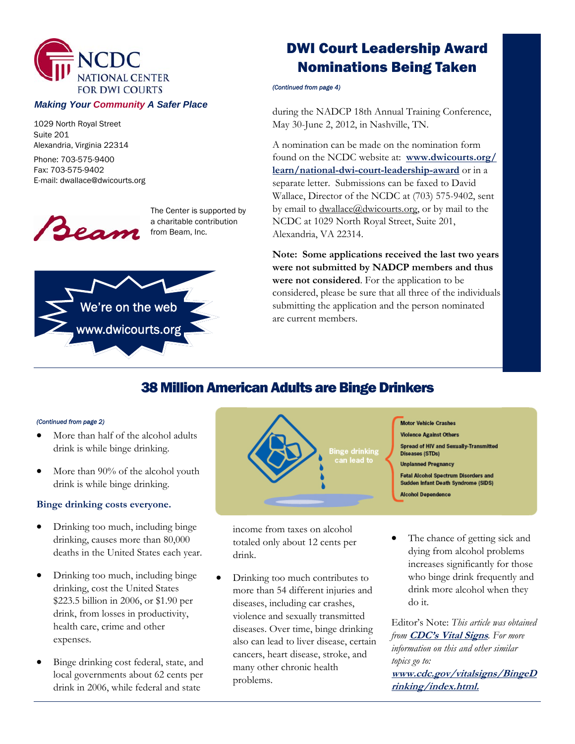NCDC NATIONAL CENTER FOR DWI COURTS

***Making Your Community A Safer Place***

1029 North Royal Street
Suite 201
Alexandria, Virginia 22314

Phone: 703-575-9400
Fax: 703-575-9402
E-mail: dwallace@dwicourts.org

Beam

The Center is supported by a charitable contribution from Beam, Inc.

We're on the web
www.dwicourts.org

# DWI Court Leadership Award Nominations Being Taken

*(Continued from page 4)*

during the NADCP 18th Annual Training Conference, May 30-June 2, 2012, in Nashville, TN.

A nomination can be made on the nomination form found on the NCDC website at: **www.dwicourts.org/learn/national-dwi-court-leadership-award** or in a separate letter. Submissions can be faxed to David Wallace, Director of the NCDC at (703) 575-9402, sent by email to dwallace@dwicourts.org, or by mail to the NCDC at 1029 North Royal Street, Suite 201, Alexandria, VA 22314.

**Note: Some applications received the last two years were not submitted by NADCP members and thus were not considered**. For the application to be considered, please be sure that all three of the individuals submitting the application and the person nominated are current members.

# 38 Million American Adults are Binge Drinkers

*(Continued from page 2)*

- More than half of the alcohol adults drink is while binge drinking.
- More than 90% of the alcohol youth drink is while binge drinking.

**Binge drinking costs everyone.**

- Drinking too much, including binge drinking, causes more than 80,000 deaths in the United States each year.
- Drinking too much, including binge drinking, cost the United States $223.5 billion in 2006, or $1.90 per drink, from losses in productivity, health care, crime and other expenses.
- Binge drinking cost federal, state, and local governments about 62 cents per drink in 2006, while federal and state income from taxes on alcohol totaled only about 12 cents per drink.
- Drinking too much contributes to more than 54 different injuries and diseases, including car crashes, violence and sexually transmitted diseases. Over time, binge drinking also can lead to liver disease, certain cancers, heart disease, stroke, and many other chronic health problems.
- The chance of getting sick and dying from alcohol problems increases significantly for those who binge drink frequently and drink more alcohol when they do it.

Binge drinking can lead to

Motor Vehicle Crashes
Violence Against Others
Spread of HIV and Sexually-Transmitted Diseases (STDs)
Unplanned Pregnancy
Fetal Alcohol Spectrum Disorders and Sudden Infant Death Syndrome (SIDS)
Alcohol Dependence

Editor's Note: *This article was obtained from* ***CDC's Vital Signs****. For more information on this and other similar topics go to:* ***www.cdc.gov/vitalsigns/BingeDrinking/index.html.***